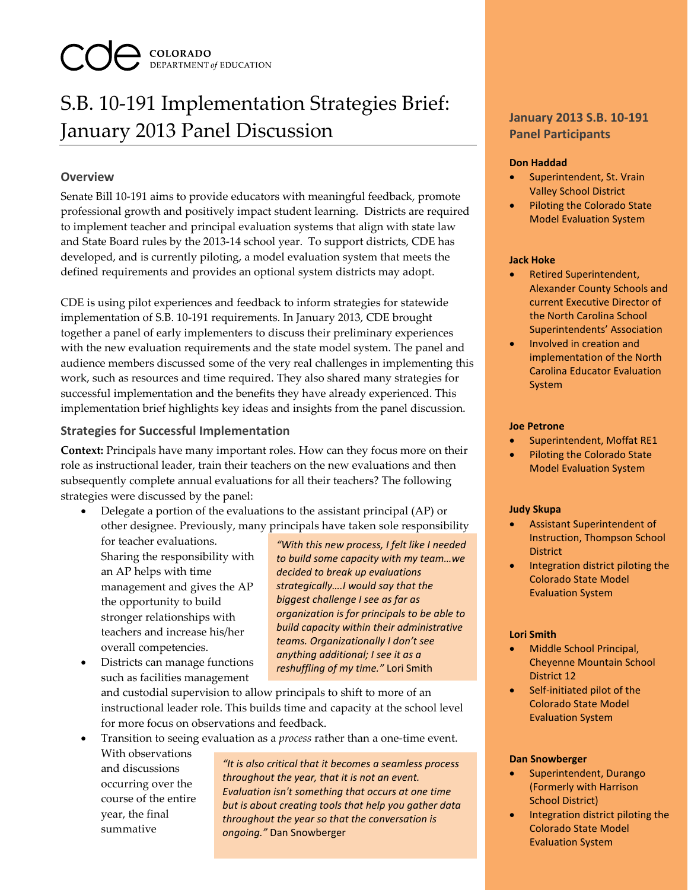COLORADO
DEPARTMENT *of* EDUCATION

# S.B. 10-191 Implementation Strategies Brief: January 2013 Panel Discussion

## Overview

Senate Bill 10-191 aims to provide educators with meaningful feedback, promote professional growth and positively impact student learning. Districts are required to implement teacher and principal evaluation systems that align with state law and State Board rules by the 2013-14 school year. To support districts, CDE has developed, and is currently piloting, a model evaluation system that meets the defined requirements and provides an optional system districts may adopt.

CDE is using pilot experiences and feedback to inform strategies for statewide implementation of S.B. 10-191 requirements. In January 2013, CDE brought together a panel of early implementers to discuss their preliminary experiences with the new evaluation requirements and the state model system. The panel and audience members discussed some of the very real challenges in implementing this work, such as resources and time required. They also shared many strategies for successful implementation and the benefits they have already experienced. This implementation brief highlights key ideas and insights from the panel discussion.

## Strategies for Successful Implementation

**Context:** Principals have many important roles. How can they focus more on their role as instructional leader, train their teachers on the new evaluations and then subsequently complete annual evaluations for all their teachers? The following strategies were discussed by the panel:

- Delegate a portion of the evaluations to the assistant principal (AP) or other designee. Previously, many principals have taken sole responsibility for teacher evaluations. Sharing the responsibility with an AP helps with time management and gives the AP the opportunity to build stronger relationships with teachers and increase his/her overall competencies.
- Districts can manage functions such as facilities management and custodial supervision to allow principals to shift to more of an instructional leader role. This builds time and capacity at the school level for more focus on observations and feedback.
- Transition to seeing evaluation as a *process* rather than a one-time event. With observations and discussions occurring over the course of the entire year, the final summative

> *"With this new process, I felt like I needed to build some capacity with my team…we decided to break up evaluations strategically….I would say that the biggest challenge I see as far as organization is for principals to be able to build capacity within their administrative teams. Organizationally I don't see anything additional; I see it as a reshuffling of my time."* Lori Smith

> *"It is also critical that it becomes a seamless process throughout the year, that it is not an event. Evaluation isn't something that occurs at one time but is about creating tools that help you gather data throughout the year so that the conversation is ongoing."* Dan Snowberger

### January 2013 S.B. 10-191 Panel Participants

**Don Haddad**
- Superintendent, St. Vrain Valley School District
- Piloting the Colorado State Model Evaluation System

**Jack Hoke**
- Retired Superintendent, Alexander County Schools and current Executive Director of the North Carolina School Superintendents' Association
- Involved in creation and implementation of the North Carolina Educator Evaluation System

**Joe Petrone**
- Superintendent, Moffat RE1
- Piloting the Colorado State Model Evaluation System

**Judy Skupa**
- Assistant Superintendent of Instruction, Thompson School District
- Integration district piloting the Colorado State Model Evaluation System

**Lori Smith**
- Middle School Principal, Cheyenne Mountain School District 12
- Self-initiated pilot of the Colorado State Model Evaluation System

**Dan Snowberger**
- Superintendent, Durango (Formerly with Harrison School District)
- Integration district piloting the Colorado State Model Evaluation System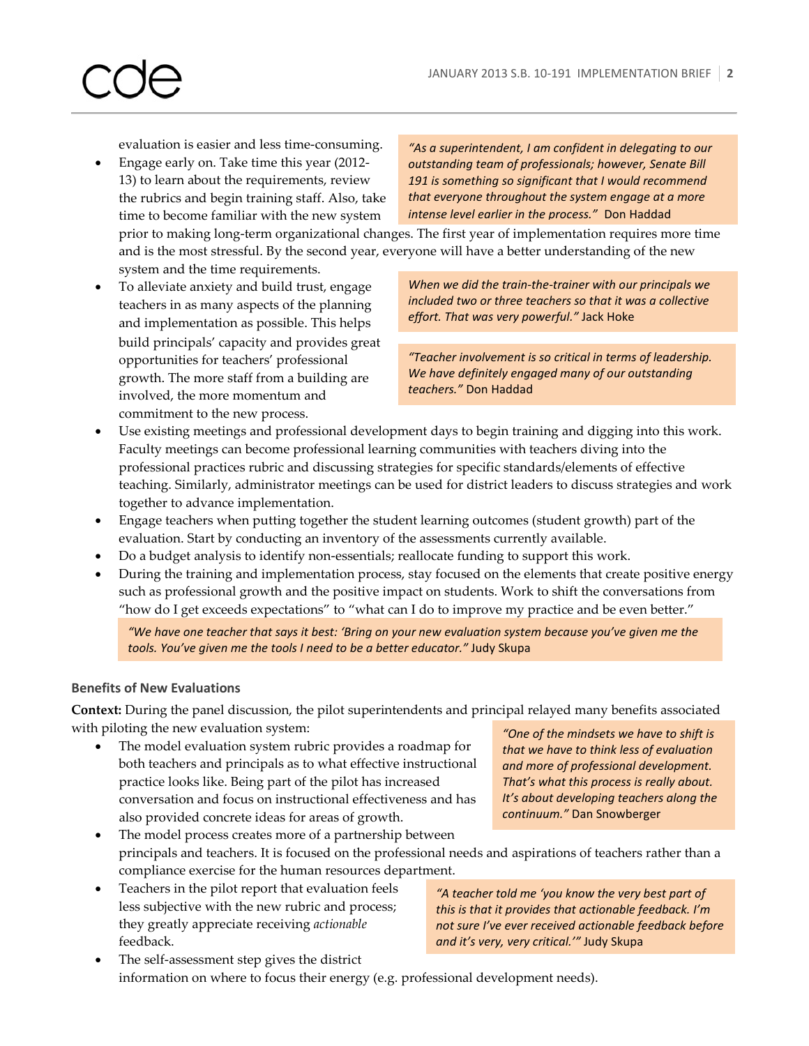evaluation is easier and less time-consuming.

- Engage early on. Take time this year (2012-13) to learn about the requirements, review the rubrics and begin training staff. Also, take time to become familiar with the new system prior to making long-term organizational changes. The first year of implementation requires more time and is the most stressful. By the second year, everyone will have a better understanding of the new system and the time requirements.

> *"As a superintendent, I am confident in delegating to our outstanding team of professionals; however, Senate Bill 191 is something so significant that I would recommend that everyone throughout the system engage at a more intense level earlier in the process."* Don Haddad

- To alleviate anxiety and build trust, engage teachers in as many aspects of the planning and implementation as possible. This helps build principals' capacity and provides great opportunities for teachers' professional growth. The more staff from a building are involved, the more momentum and commitment to the new process.

> *When we did the train-the-trainer with our principals we included two or three teachers so that it was a collective effort. That was very powerful."* Jack Hoke

> *"Teacher involvement is so critical in terms of leadership. We have definitely engaged many of our outstanding teachers."* Don Haddad

- Use existing meetings and professional development days to begin training and digging into this work. Faculty meetings can become professional learning communities with teachers diving into the professional practices rubric and discussing strategies for specific standards/elements of effective teaching. Similarly, administrator meetings can be used for district leaders to discuss strategies and work together to advance implementation.
- Engage teachers when putting together the student learning outcomes (student growth) part of the evaluation. Start by conducting an inventory of the assessments currently available.
- Do a budget analysis to identify non-essentials; reallocate funding to support this work.
- During the training and implementation process, stay focused on the elements that create positive energy such as professional growth and the positive impact on students. Work to shift the conversations from "how do I get exceeds expectations" to "what can I do to improve my practice and be even better."

> *"We have one teacher that says it best: 'Bring on your new evaluation system because you've given me the tools. You've given me the tools I need to be a better educator."* Judy Skupa

### Benefits of New Evaluations

**Context:** During the panel discussion, the pilot superintendents and principal relayed many benefits associated with piloting the new evaluation system:

- The model evaluation system rubric provides a roadmap for both teachers and principals as to what effective instructional practice looks like. Being part of the pilot has increased conversation and focus on instructional effectiveness and has also provided concrete ideas for areas of growth.

> *"One of the mindsets we have to shift is that we have to think less of evaluation and more of professional development. That's what this process is really about. It's about developing teachers along the continuum."* Dan Snowberger

- The model process creates more of a partnership between principals and teachers. It is focused on the professional needs and aspirations of teachers rather than a compliance exercise for the human resources department.
- Teachers in the pilot report that evaluation feels less subjective with the new rubric and process; they greatly appreciate receiving *actionable* feedback.

> *"A teacher told me 'you know the very best part of this is that it provides that actionable feedback. I'm not sure I've ever received actionable feedback before and it's very, very critical.'"* Judy Skupa

- The self-assessment step gives the district information on where to focus their energy (e.g. professional development needs).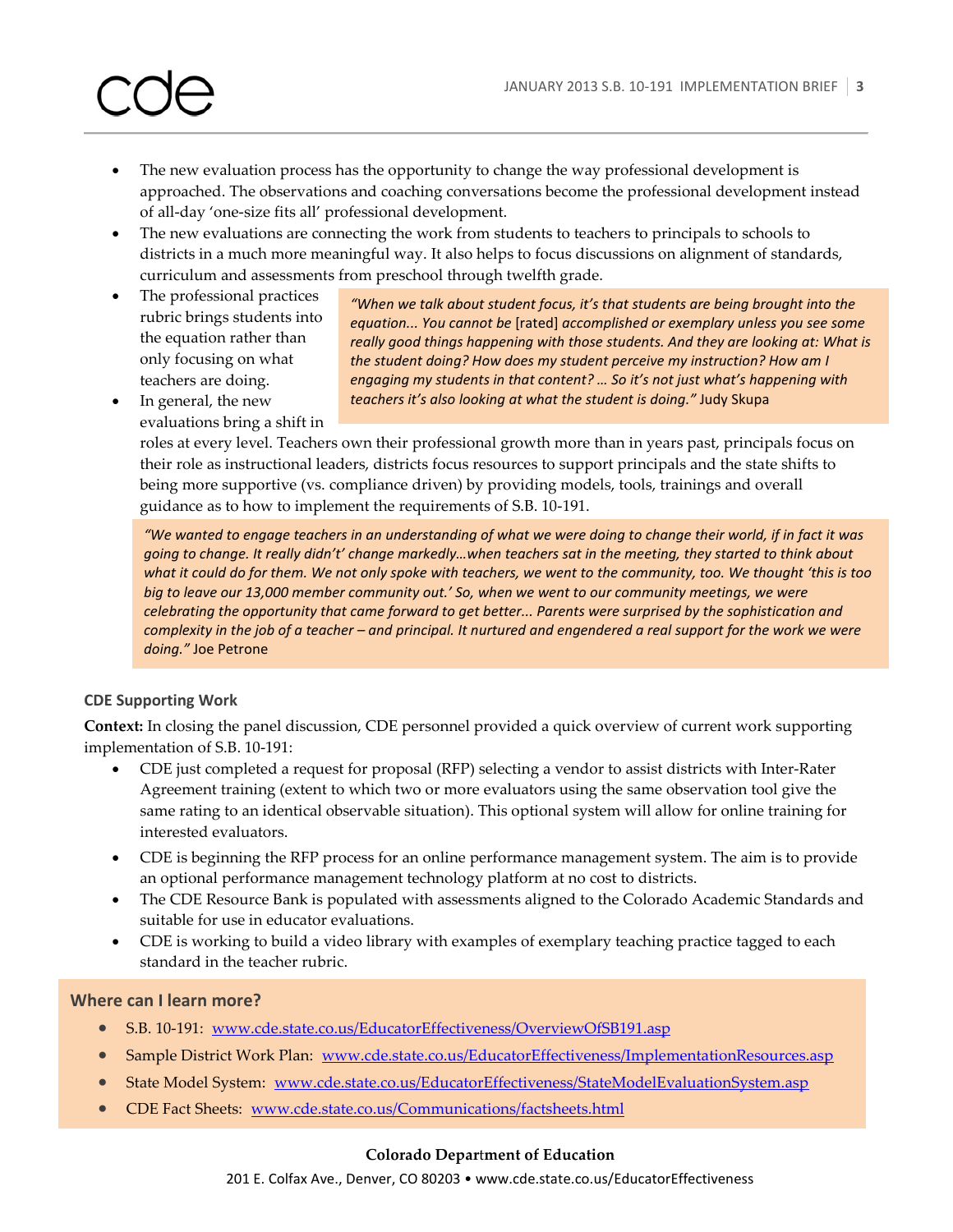- The new evaluation process has the opportunity to change the way professional development is approached. The observations and coaching conversations become the professional development instead of all-day 'one-size fits all' professional development.
- The new evaluations are connecting the work from students to teachers to principals to schools to districts in a much more meaningful way. It also helps to focus discussions on alignment of standards, curriculum and assessments from preschool through twelfth grade.
- The professional practices rubric brings students into the equation rather than only focusing on what teachers are doing.
- In general, the new evaluations bring a shift in roles at every level. Teachers own their professional growth more than in years past, principals focus on their role as instructional leaders, districts focus resources to support principals and the state shifts to being more supportive (vs. compliance driven) by providing models, tools, trainings and overall guidance as to how to implement the requirements of S.B. 10-191.

> *"When we talk about student focus, it's that students are being brought into the equation... You cannot be* [rated] *accomplished or exemplary unless you see some really good things happening with those students. And they are looking at: What is the student doing? How does my student perceive my instruction? How am I engaging my students in that content? … So it's not just what's happening with teachers it's also looking at what the student is doing."* Judy Skupa

> *"We wanted to engage teachers in an understanding of what we were doing to change their world, if in fact it was going to change. It really didn't' change markedly…when teachers sat in the meeting, they started to think about what it could do for them. We not only spoke with teachers, we went to the community, too. We thought 'this is too big to leave our 13,000 member community out.' So, when we went to our community meetings, we were celebrating the opportunity that came forward to get better... Parents were surprised by the sophistication and complexity in the job of a teacher – and principal. It nurtured and engendered a real support for the work we were doing."* Joe Petrone

### CDE Supporting Work

**Context:** In closing the panel discussion, CDE personnel provided a quick overview of current work supporting implementation of S.B. 10-191:

- CDE just completed a request for proposal (RFP) selecting a vendor to assist districts with Inter-Rater Agreement training (extent to which two or more evaluators using the same observation tool give the same rating to an identical observable situation). This optional system will allow for online training for interested evaluators.
- CDE is beginning the RFP process for an online performance management system. The aim is to provide an optional performance management technology platform at no cost to districts.
- The CDE Resource Bank is populated with assessments aligned to the Colorado Academic Standards and suitable for use in educator evaluations.
- CDE is working to build a video library with examples of exemplary teaching practice tagged to each standard in the teacher rubric.

### Where can I learn more?

- S.B. 10-191: www.cde.state.co.us/EducatorEffectiveness/OverviewOfSB191.asp
- Sample District Work Plan: www.cde.state.co.us/EducatorEffectiveness/ImplementationResources.asp
- State Model System: www.cde.state.co.us/EducatorEffectiveness/StateModelEvaluationSystem.asp
- CDE Fact Sheets: www.cde.state.co.us/Communications/factsheets.html

**Colorado Department of Education**

201 E. Colfax Ave., Denver, CO 80203 • www.cde.state.co.us/EducatorEffectiveness